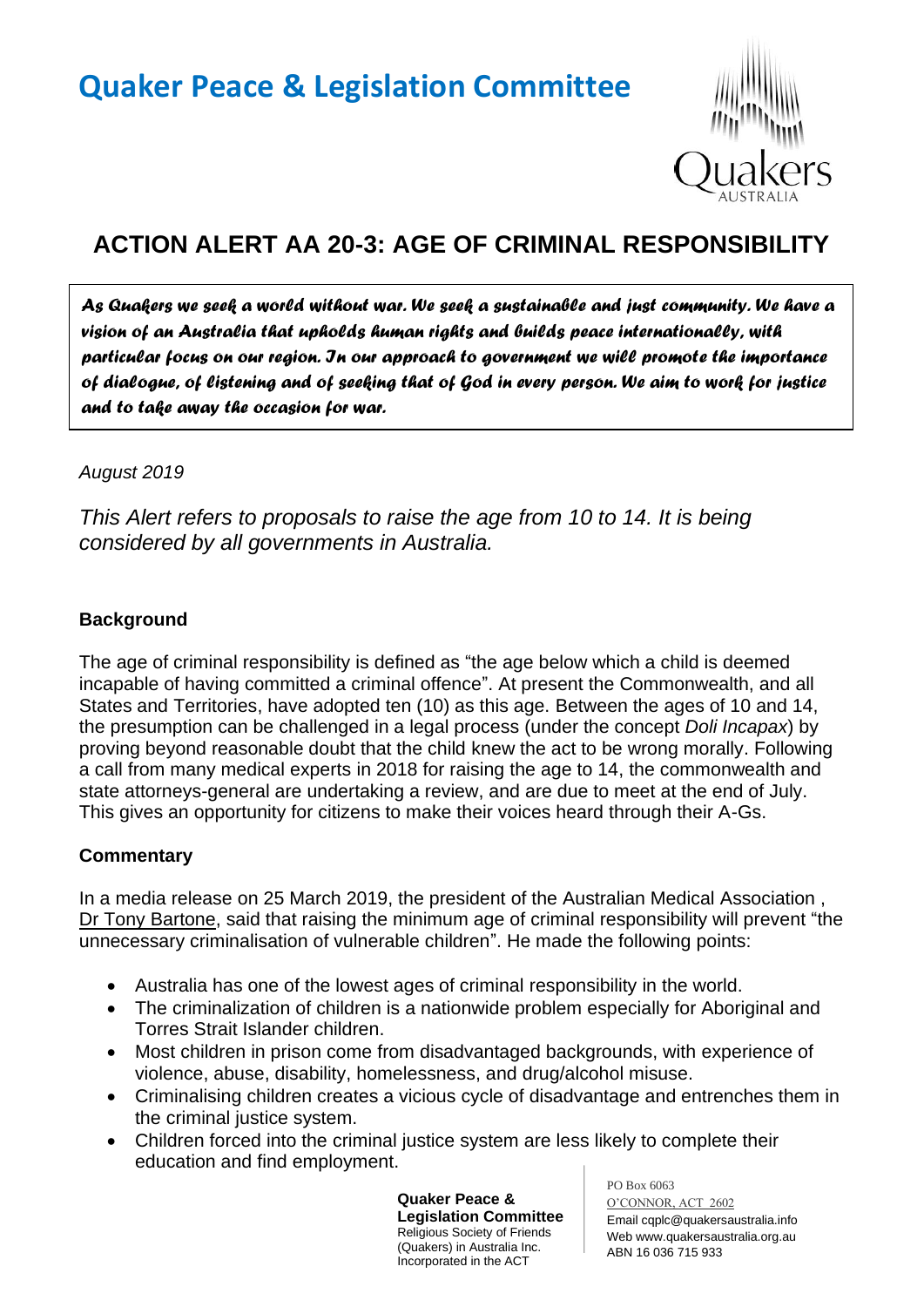# Quaker Peace & Legislation Committee

## ACTION ALERT AA 20-3: AGE OF CRIMINAL RESPONSIBILITY

> ***As Quakers we seek a world without war. We seek a sustainable and just community. We have a vision of an Australia that upholds human rights and builds peace internationally, with particular focus on our region. In our approach to government we will promote the importance of dialogue, of listening and of seeking that of God in every person. We aim to work for justice and to take away the occasion for war.***

*August 2019*

*This Alert refers to proposals to raise the age from 10 to 14. It is being considered by all governments in Australia.*

### Background

The age of criminal responsibility is defined as "the age below which a child is deemed incapable of having committed a criminal offence". At present the Commonwealth, and all States and Territories, have adopted ten (10) as this age. Between the ages of 10 and 14, the presumption can be challenged in a legal process (under the concept *Doli Incapax*) by proving beyond reasonable doubt that the child knew the act to be wrong morally. Following a call from many medical experts in 2018 for raising the age to 14, the commonwealth and state attorneys-general are undertaking a review, and are due to meet at the end of July. This gives an opportunity for citizens to make their voices heard through their A-Gs.

### Commentary

In a media release on 25 March 2019, the president of the Australian Medical Association , Dr Tony Bartone, said that raising the minimum age of criminal responsibility will prevent "the unnecessary criminalisation of vulnerable children". He made the following points:

- Australia has one of the lowest ages of criminal responsibility in the world.
- The criminalization of children is a nationwide problem especially for Aboriginal and Torres Strait Islander children.
- Most children in prison come from disadvantaged backgrounds, with experience of violence, abuse, disability, homelessness, and drug/alcohol misuse.
- Criminalising children creates a vicious cycle of disadvantage and entrenches them in the criminal justice system.
- Children forced into the criminal justice system are less likely to complete their education and find employment.

**Quaker Peace & Legislation Committee**
Religious Society of Friends (Quakers) in Australia Inc.
Incorporated in the ACT

PO Box 6063
O'CONNOR, ACT 2602
Email cqplc@quakersaustralia.info
Web www.quakersaustralia.org.au
ABN 16 036 715 933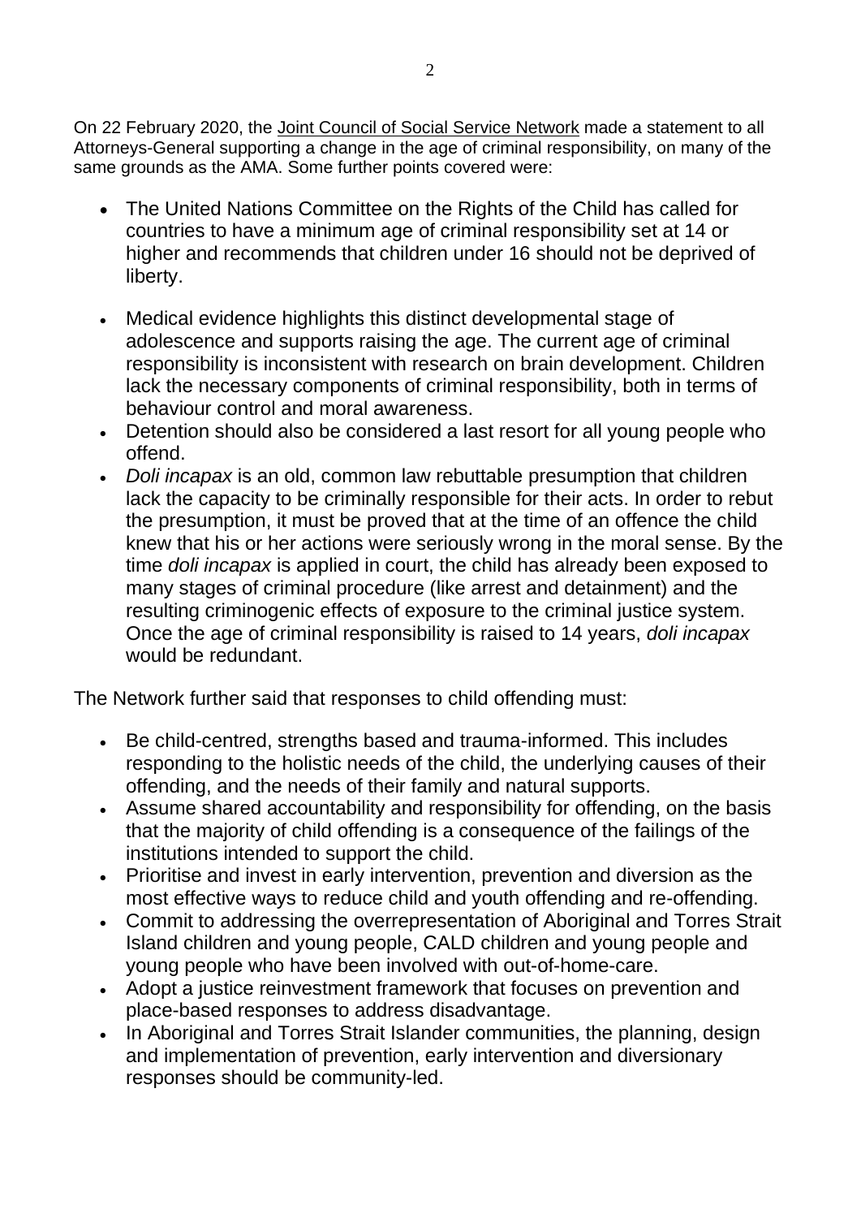On 22 February 2020, the Joint Council of Social Service Network made a statement to all Attorneys-General supporting a change in the age of criminal responsibility, on many of the same grounds as the AMA. Some further points covered were:

- The United Nations Committee on the Rights of the Child has called for countries to have a minimum age of criminal responsibility set at 14 or higher and recommends that children under 16 should not be deprived of liberty.
- Medical evidence highlights this distinct developmental stage of adolescence and supports raising the age. The current age of criminal responsibility is inconsistent with research on brain development. Children lack the necessary components of criminal responsibility, both in terms of behaviour control and moral awareness.
- Detention should also be considered a last resort for all young people who offend.
- *Doli incapax* is an old, common law rebuttable presumption that children lack the capacity to be criminally responsible for their acts. In order to rebut the presumption, it must be proved that at the time of an offence the child knew that his or her actions were seriously wrong in the moral sense. By the time *doli incapax* is applied in court, the child has already been exposed to many stages of criminal procedure (like arrest and detainment) and the resulting criminogenic effects of exposure to the criminal justice system. Once the age of criminal responsibility is raised to 14 years, *doli incapax* would be redundant.

The Network further said that responses to child offending must:

- Be child-centred, strengths based and trauma-informed. This includes responding to the holistic needs of the child, the underlying causes of their offending, and the needs of their family and natural supports.
- Assume shared accountability and responsibility for offending, on the basis that the majority of child offending is a consequence of the failings of the institutions intended to support the child.
- Prioritise and invest in early intervention, prevention and diversion as the most effective ways to reduce child and youth offending and re-offending.
- Commit to addressing the overrepresentation of Aboriginal and Torres Strait Island children and young people, CALD children and young people and young people who have been involved with out-of-home-care.
- Adopt a justice reinvestment framework that focuses on prevention and place-based responses to address disadvantage.
- In Aboriginal and Torres Strait Islander communities, the planning, design and implementation of prevention, early intervention and diversionary responses should be community-led.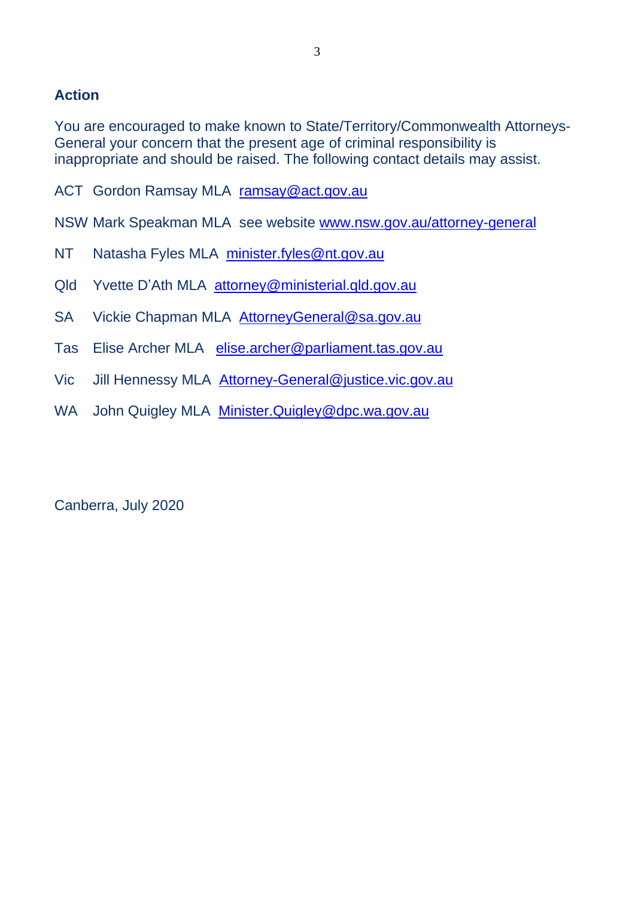## Action

You are encouraged to make known to State/Territory/Commonwealth Attorneys-General your concern that the present age of criminal responsibility is inappropriate and should be raised. The following contact details may assist.

ACT Gordon Ramsay MLA ramsay@act.gov.au

NSW Mark Speakman MLA see website www.nsw.gov.au/attorney-general

NT Natasha Fyles MLA minister.fyles@nt.gov.au

Qld Yvette D'Ath MLA attorney@ministerial.qld.gov.au

SA Vickie Chapman MLA AttorneyGeneral@sa.gov.au

Tas Elise Archer MLA elise.archer@parliament.tas.gov.au

Vic Jill Hennessy MLA Attorney-General@justice.vic.gov.au

WA John Quigley MLA Minister.Quigley@dpc.wa.gov.au

Canberra, July 2020